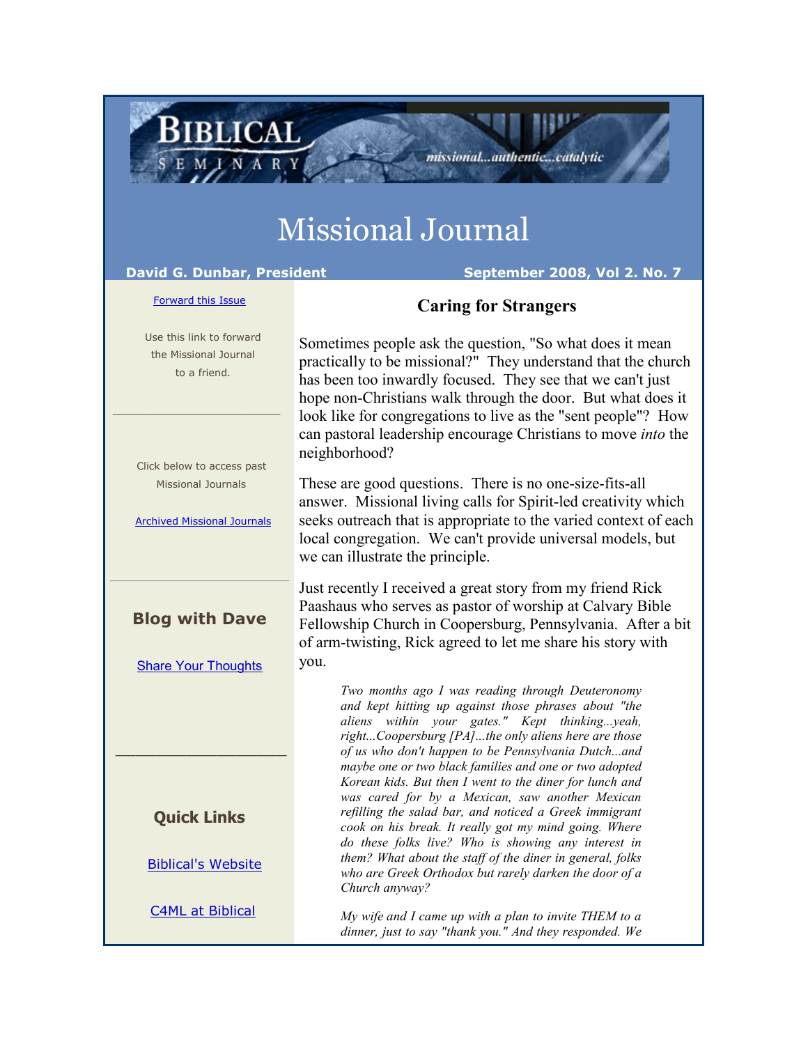# Missional Journal

**David G. Dunbar, President** **September 2008, Vol 2. No. 7**

Forward this Issue

Use this link to forward the Missional Journal to a friend.

Click below to access past Missional Journals

Archived Missional Journals

## Blog with Dave

Share Your Thoughts

## Quick Links

Biblical's Website

C4ML at Biblical

## Caring for Strangers

Sometimes people ask the question, "So what does it mean practically to be missional?" They understand that the church has been too inwardly focused. They see that we can't just hope non-Christians walk through the door. But what does it look like for congregations to live as the "sent people"? How can pastoral leadership encourage Christians to move *into* the neighborhood?

These are good questions. There is no one-size-fits-all answer. Missional living calls for Spirit-led creativity which seeks outreach that is appropriate to the varied context of each local congregation. We can't provide universal models, but we can illustrate the principle.

Just recently I received a great story from my friend Rick Paashaus who serves as pastor of worship at Calvary Bible Fellowship Church in Coopersburg, Pennsylvania. After a bit of arm-twisting, Rick agreed to let me share his story with you.

> *Two months ago I was reading through Deuteronomy and kept hitting up against those phrases about "the aliens within your gates." Kept thinking...yeah, right...Coopersburg [PA]...the only aliens here are those of us who don't happen to be Pennsylvania Dutch...and maybe one or two black families and one or two adopted Korean kids. But then I went to the diner for lunch and was cared for by a Mexican, saw another Mexican refilling the salad bar, and noticed a Greek immigrant cook on his break. It really got my mind going. Where do these folks live? Who is showing any interest in them? What about the staff of the diner in general, folks who are Greek Orthodox but rarely darken the door of a Church anyway?*
>
> *My wife and I came up with a plan to invite THEM to a dinner, just to say "thank you." And they responded. We*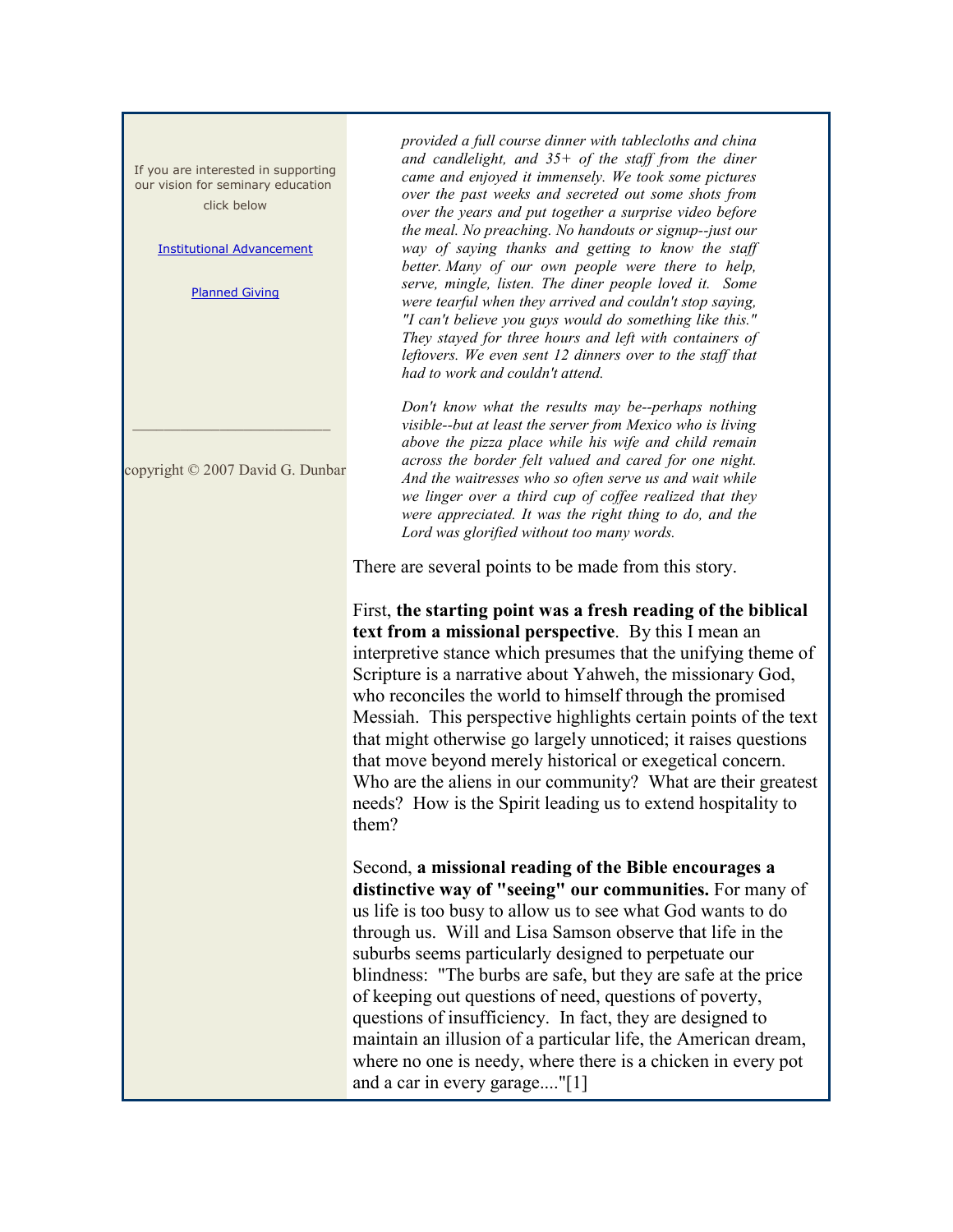If you are interested in supporting our vision for seminary education click below

Institutional Advancement

Planned Giving

copyright © 2007 David G. Dunbar

> *provided a full course dinner with tablecloths and china and candlelight, and 35+ of the staff from the diner came and enjoyed it immensely. We took some pictures over the past weeks and secreted out some shots from over the years and put together a surprise video before the meal. No preaching. No handouts or signup--just our way of saying thanks and getting to know the staff better. Many of our own people were there to help, serve, mingle, listen. The diner people loved it. Some were tearful when they arrived and couldn't stop saying, "I can't believe you guys would do something like this." They stayed for three hours and left with containers of leftovers. We even sent 12 dinners over to the staff that had to work and couldn't attend.*
>
> *Don't know what the results may be--perhaps nothing visible--but at least the server from Mexico who is living above the pizza place while his wife and child remain across the border felt valued and cared for one night. And the waitresses who so often serve us and wait while we linger over a third cup of coffee realized that they were appreciated. It was the right thing to do, and the Lord was glorified without too many words.*

There are several points to be made from this story.

First, **the starting point was a fresh reading of the biblical text from a missional perspective**. By this I mean an interpretive stance which presumes that the unifying theme of Scripture is a narrative about Yahweh, the missionary God, who reconciles the world to himself through the promised Messiah. This perspective highlights certain points of the text that might otherwise go largely unnoticed; it raises questions that move beyond merely historical or exegetical concern. Who are the aliens in our community? What are their greatest needs? How is the Spirit leading us to extend hospitality to them?

Second, **a missional reading of the Bible encourages a distinctive way of "seeing" our communities.** For many of us life is too busy to allow us to see what God wants to do through us. Will and Lisa Samson observe that life in the suburbs seems particularly designed to perpetuate our blindness: "The burbs are safe, but they are safe at the price of keeping out questions of need, questions of poverty, questions of insufficiency. In fact, they are designed to maintain an illusion of a particular life, the American dream, where no one is needy, where there is a chicken in every pot and a car in every garage...."[1]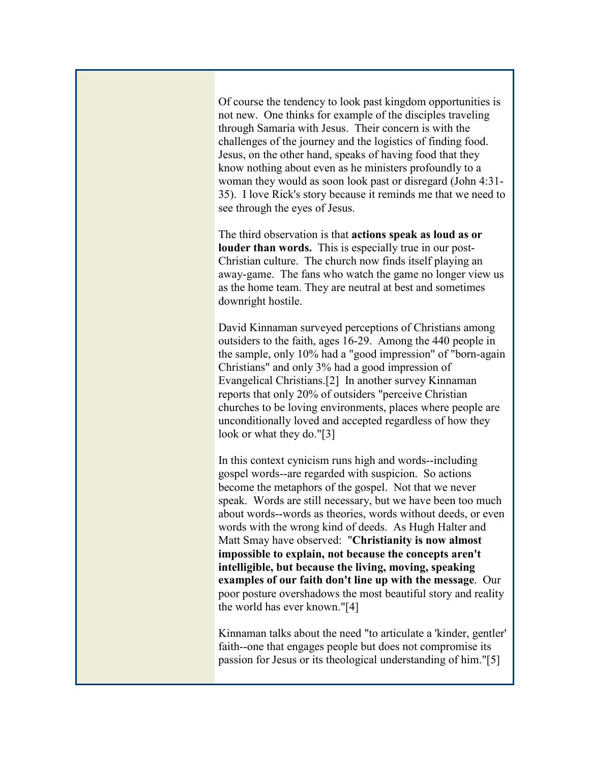Of course the tendency to look past kingdom opportunities is not new. One thinks for example of the disciples traveling through Samaria with Jesus. Their concern is with the challenges of the journey and the logistics of finding food. Jesus, on the other hand, speaks of having food that they know nothing about even as he ministers profoundly to a woman they would as soon look past or disregard (John 4:31-35). I love Rick's story because it reminds me that we need to see through the eyes of Jesus.

The third observation is that **actions speak as loud as or louder than words.** This is especially true in our post-Christian culture. The church now finds itself playing an away-game. The fans who watch the game no longer view us as the home team. They are neutral at best and sometimes downright hostile.

David Kinnaman surveyed perceptions of Christians among outsiders to the faith, ages 16-29. Among the 440 people in the sample, only 10% had a "good impression" of "born-again Christians" and only 3% had a good impression of Evangelical Christians.[2] In another survey Kinnaman reports that only 20% of outsiders "perceive Christian churches to be loving environments, places where people are unconditionally loved and accepted regardless of how they look or what they do."[3]

In this context cynicism runs high and words--including gospel words--are regarded with suspicion. So actions become the metaphors of the gospel. Not that we never speak. Words are still necessary, but we have been too much about words--words as theories, words without deeds, or even words with the wrong kind of deeds. As Hugh Halter and Matt Smay have observed: "**Christianity is now almost impossible to explain, not because the concepts aren't intelligible, but because the living, moving, speaking examples of our faith don't line up with the message**. Our poor posture overshadows the most beautiful story and reality the world has ever known."[4]

Kinnaman talks about the need "to articulate a 'kinder, gentler' faith--one that engages people but does not compromise its passion for Jesus or its theological understanding of him."[5]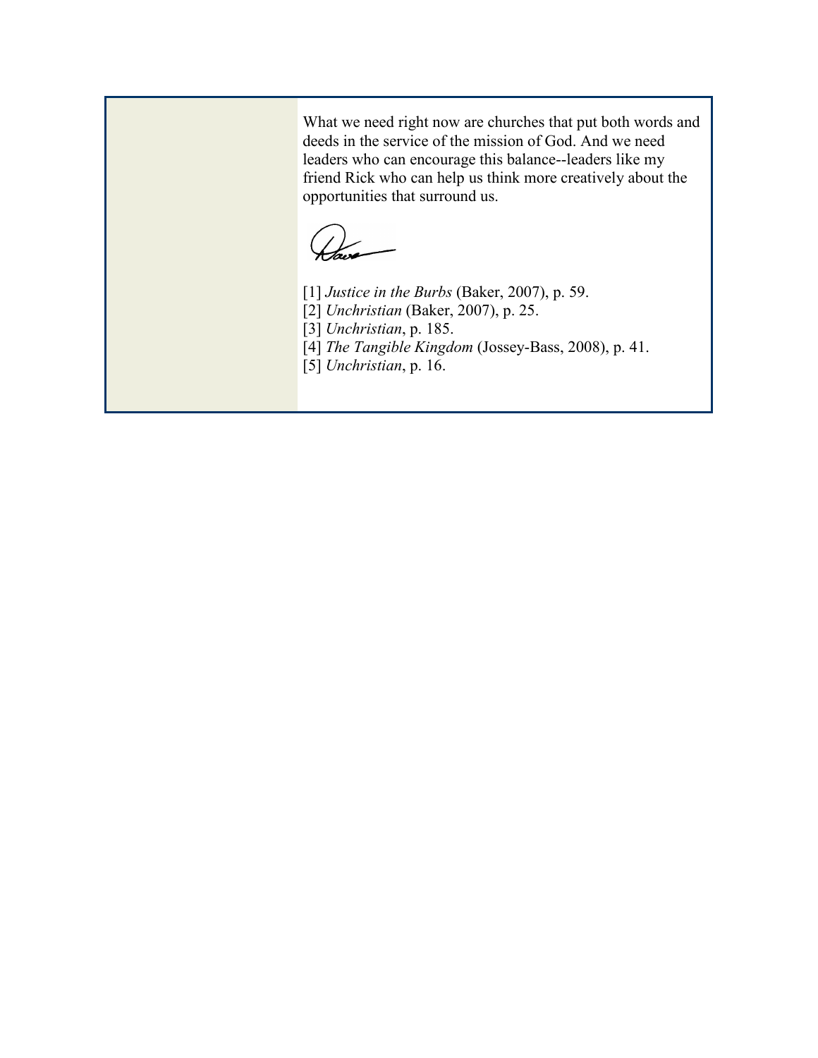What we need right now are churches that put both words and deeds in the service of the mission of God. And we need leaders who can encourage this balance--leaders like my friend Rick who can help us think more creatively about the opportunities that surround us.

Dave

[1] *Justice in the Burbs* (Baker, 2007), p. 59.
[2] *Unchristian* (Baker, 2007), p. 25.
[3] *Unchristian*, p. 185.
[4] *The Tangible Kingdom* (Jossey-Bass, 2008), p. 41.
[5] *Unchristian*, p. 16.